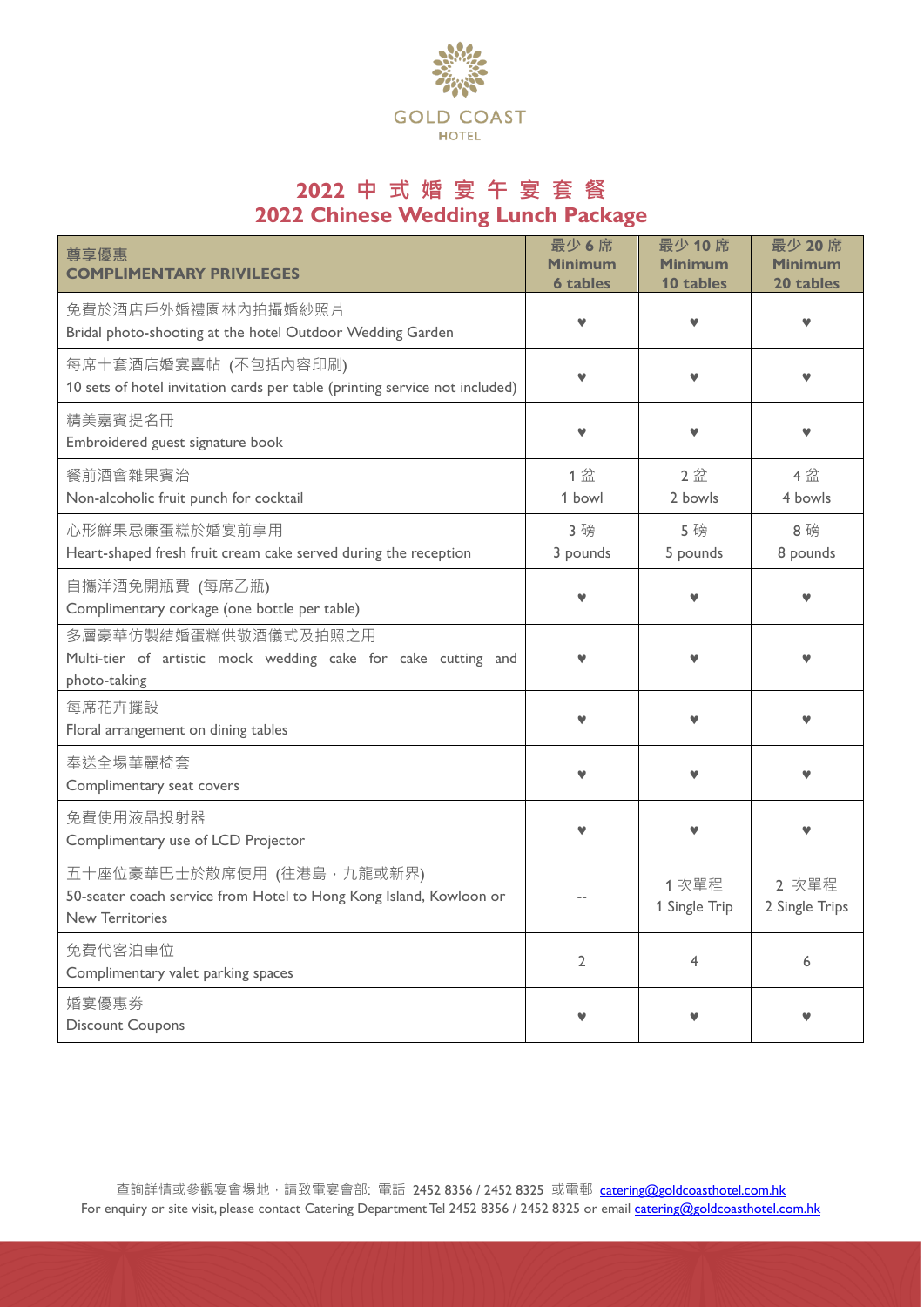GOLD COAST
HOTEL

# 2022 中 式 婚 宴 午 宴 套 餐
# 2022 Chinese Wedding Lunch Package

| 尊享優惠<br>**COMPLIMENTARY PRIVILEGES** | 最少 6 席<br>**Minimum 6 tables** | 最少 10 席<br>**Minimum 10 tables** | 最少 20 席<br>**Minimum 20 tables** |
|---|---|---|---|
| 免費於酒店戶外婚禮園林內拍攝婚紗照片<br>Bridal photo-shooting at the hotel Outdoor Wedding Garden | ♥ | ♥ | ♥ |
| 每席十套酒店婚宴喜帖 (不包括內容印刷)<br>10 sets of hotel invitation cards per table (printing service not included) | ♥ | ♥ | ♥ |
| 精美嘉賓提名冊<br>Embroidered guest signature book | ♥ | ♥ | ♥ |
| 餐前酒會雜果賓治<br>Non-alcoholic fruit punch for cocktail | 1 盆<br>1 bowl | 2 盆<br>2 bowls | 4 盆<br>4 bowls |
| 心形鮮果忌廉蛋糕於婚宴前享用<br>Heart-shaped fresh fruit cream cake served during the reception | 3 磅<br>3 pounds | 5 磅<br>5 pounds | 8 磅<br>8 pounds |
| 自攜洋酒免開瓶費 (每席乙瓶)<br>Complimentary corkage (one bottle per table) | ♥ | ♥ | ♥ |
| 多層豪華仿製結婚蛋糕供敬酒儀式及拍照之用<br>Multi-tier of artistic mock wedding cake for cake cutting and photo-taking | ♥ | ♥ | ♥ |
| 每席花卉擺設<br>Floral arrangement on dining tables | ♥ | ♥ | ♥ |
| 奉送全場華麗椅套<br>Complimentary seat covers | ♥ | ♥ | ♥ |
| 免費使用液晶投射器<br>Complimentary use of LCD Projector | ♥ | ♥ | ♥ |
| 五十座位豪華巴士於散席使用 (往港島，九龍或新界)<br>50-seater coach service from Hotel to Hong Kong Island, Kowloon or New Territories | -- | 1 次單程<br>1 Single Trip | 2 次單程<br>2 Single Trips |
| 免費代客泊車位<br>Complimentary valet parking spaces | 2 | 4 | 6 |
| 婚宴優惠券<br>Discount Coupons | ♥ | ♥ | ♥ |

查詢詳情或參觀宴會場地，請致電宴會部: 電話 2452 8356 / 2452 8325 或電郵 catering@goldcoasthotel.com.hk
For enquiry or site visit, please contact Catering Department Tel 2452 8356 / 2452 8325 or email catering@goldcoasthotel.com.hk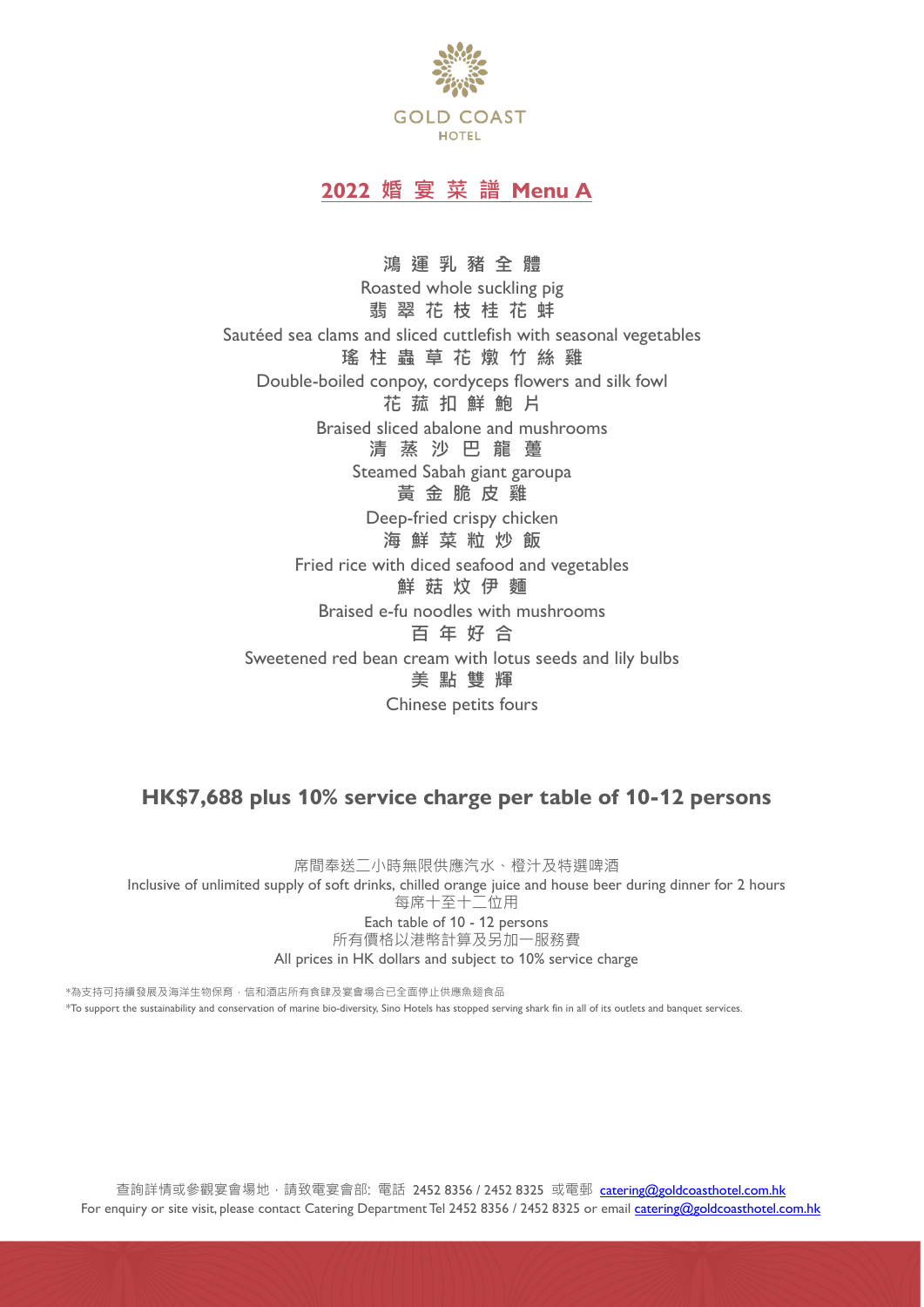GOLD COAST HOTEL

## 2022 婚 宴 菜 譜 Menu A

**鴻 運 乳 豬 全 體**
Roasted whole suckling pig

**翡 翠 花 枝 桂 花 蚌**
Sautéed sea clams and sliced cuttlefish with seasonal vegetables

**瑤 柱 蟲 草 花 燉 竹 絲 雞**
Double-boiled conpoy, cordyceps flowers and silk fowl

**花 菇 扣 鮮 鮑 片**
Braised sliced abalone and mushrooms

**清 蒸 沙 巴 龍 躉**
Steamed Sabah giant garoupa

**黃 金 脆 皮 雞**
Deep-fried crispy chicken

**海 鮮 菜 粒 炒 飯**
Fried rice with diced seafood and vegetables

**鮮 菇 炆 伊 麵**
Braised e-fu noodles with mushrooms

**百 年 好 合**
Sweetened red bean cream with lotus seeds and lily bulbs

**美 點 雙 輝**
Chinese petits fours

### HK$7,688 plus 10% service charge per table of 10-12 persons

席間奉送二小時無限供應汽水、橙汁及特選啤酒
Inclusive of unlimited supply of soft drinks, chilled orange juice and house beer during dinner for 2 hours
每席十至十二位用
Each table of 10 - 12 persons
所有價格以港幣計算及另加一服務費
All prices in HK dollars and subject to 10% service charge

*為支持可持續發展及海洋生物保育，信和酒店所有食肆及宴會場合已全面停止供應魚翅食品
*To support the sustainability and conservation of marine bio-diversity, Sino Hotels has stopped serving shark fin in all of its outlets and banquet services.

查詢詳情或參觀宴會場地，請致電宴會部: 電話 2452 8356 / 2452 8325 或電郵 catering@goldcoasthotel.com.hk
For enquiry or site visit, please contact Catering Department Tel 2452 8356 / 2452 8325 or email catering@goldcoasthotel.com.hk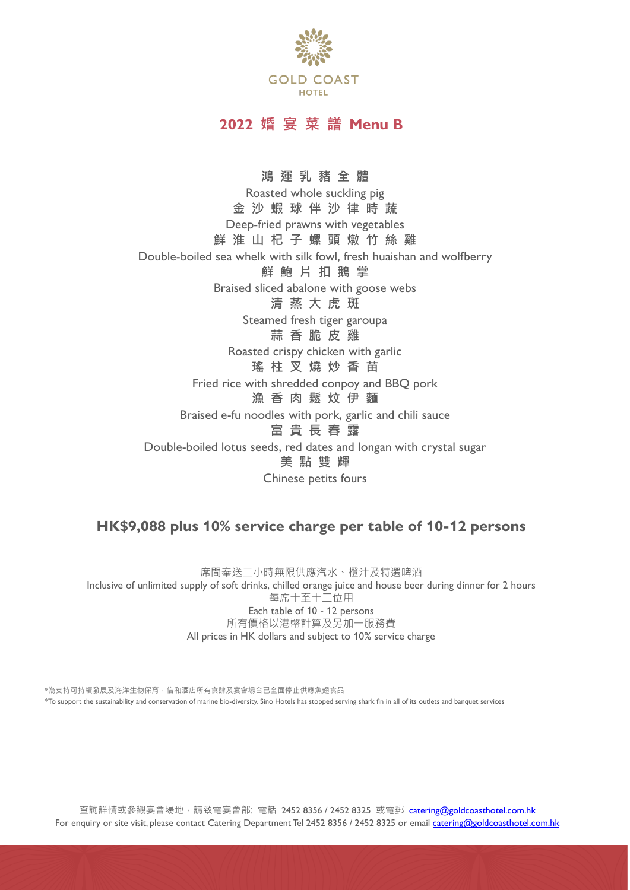GOLD COAST HOTEL

## 2022 婚 宴 菜 譜 Menu B

**鴻 運 乳 豬 全 體**
Roasted whole suckling pig
**金 沙 蝦 球 伴 沙 律 時 蔬**
Deep-fried prawns with vegetables
**鮮 淮 山 杞 子 螺 頭 燉 竹 絲 雞**
Double-boiled sea whelk with silk fowl, fresh huaishan and wolfberry
**鮮 鮑 片 扣 鵝 掌**
Braised sliced abalone with goose webs
**清 蒸 大 虎 斑**
Steamed fresh tiger garoupa
**蒜 香 脆 皮 雞**
Roasted crispy chicken with garlic
**瑤 柱 叉 燒 炒 香 苗**
Fried rice with shredded conpoy and BBQ pork
**漁 香 肉 鬆 炆 伊 麵**
Braised e-fu noodles with pork, garlic and chili sauce
**富 貴 長 春 露**
Double-boiled lotus seeds, red dates and longan with crystal sugar
**美 點 雙 輝**
Chinese petits fours

### HK$9,088 plus 10% service charge per table of 10-12 persons

席間奉送二小時無限供應汽水、橙汁及特選啤酒
Inclusive of unlimited supply of soft drinks, chilled orange juice and house beer during dinner for 2 hours
每席十至十二位用
Each table of 10 - 12 persons
所有價格以港幣計算及另加一服務費
All prices in HK dollars and subject to 10% service charge

*為支持可持續發展及海洋生物保育，信和酒店所有食肆及宴會場合已全面停止供應魚翅食品
*To support the sustainability and conservation of marine bio-diversity, Sino Hotels has stopped serving shark fin in all of its outlets and banquet services

查詢詳情或參觀宴會場地，請致電宴會部: 電話 2452 8356 / 2452 8325 或電郵 catering@goldcoasthotel.com.hk
For enquiry or site visit, please contact Catering Department Tel 2452 8356 / 2452 8325 or email catering@goldcoasthotel.com.hk